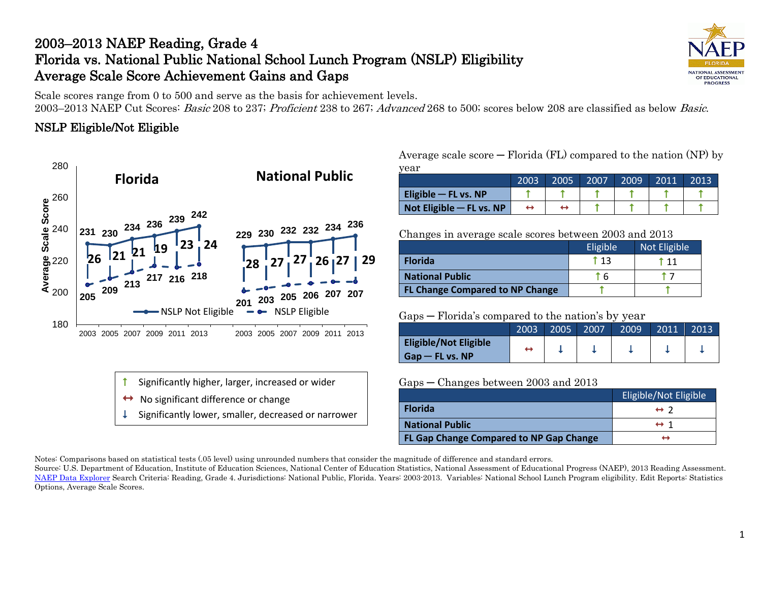# 2003–2013 NAEP Reading, Grade 4
# Florida vs. National Public National School Lunch Program (NSLP) Eligibility
# Average Scale Score Achievement Gains and Gaps

Scale scores range from 0 to 500 and serve as the basis for achievement levels.
2003–2013 NAEP Cut Scores: *Basic* 208 to 237; *Proficient* 238 to 267; *Advanced* 268 to 500; scores below 208 are classified as below *Basic*.

## NSLP Eligible/Not Eligible

**Florida**

| | 2003 | 2005 | 2007 | 2009 | 2011 | 2013 |
|---|---|---|---|---|---|---|
| NSLP Not Eligible | 231 | 230 | 234 | 236 | 239 | 242 |
| Gap | 26 | 21 | 21 | 19 | 23 | 24 |
| NSLP Eligible | 205 | 209 | 213 | 217 | 216 | 218 |

**National Public**

| | 2003 | 2005 | 2007 | 2009 | 2011 | 2013 |
|---|---|---|---|---|---|---|
| NSLP Not Eligible | 229 | 230 | 232 | 232 | 234 | 236 |
| Gap | 28 | 27 | 27 | 26 | 27 | 29 |
| NSLP Eligible | 201 | 203 | 205 | 206 | 207 | 207 |

↑ Significantly higher, larger, increased or wider
↔ No significant difference or change
↓ Significantly lower, smaller, decreased or narrower

Average scale score — Florida (FL) compared to the nation (NP) by year

| | 2003 | 2005 | 2007 | 2009 | 2011 | 2013 |
|---|---|---|---|---|---|---|
| **Eligible — FL vs. NP** | ↑ | ↑ | ↑ | ↑ | ↑ | ↑ |
| **Not Eligible — FL vs. NP** | ↔ | ↔ | ↑ | ↑ | ↑ | ↑ |

Changes in average scale scores between 2003 and 2013

| | Eligible | Not Eligible |
|---|---|---|
| **Florida** | ↑ 13 | ↑ 11 |
| **National Public** | ↑ 6 | ↑ 7 |
| **FL Change Compared to NP Change** | ↑ | ↑ |

Gaps — Florida's compared to the nation's by year

| | 2003 | 2005 | 2007 | 2009 | 2011 | 2013 |
|---|---|---|---|---|---|---|
| **Eligible/Not Eligible Gap — FL vs. NP** | ↔ | ↓ | ↓ | ↓ | ↓ | ↓ |

Gaps — Changes between 2003 and 2013

| | Eligible/Not Eligible |
|---|---|
| **Florida** | ↔ 2 |
| **National Public** | ↔ 1 |
| **FL Gap Change Compared to NP Gap Change** | ↔ |

Notes: Comparisons based on statistical tests (.05 level) using unrounded numbers that consider the magnitude of difference and standard errors.
Source: U.S. Department of Education, Institute of Education Sciences, National Center of Education Statistics, National Assessment of Educational Progress (NAEP), 2013 Reading Assessment. NAEP Data Explorer Search Criteria: Reading, Grade 4. Jurisdictions: National Public, Florida. Years: 2003-2013. Variables: National School Lunch Program eligibility. Edit Reports: Statistics Options, Average Scale Scores.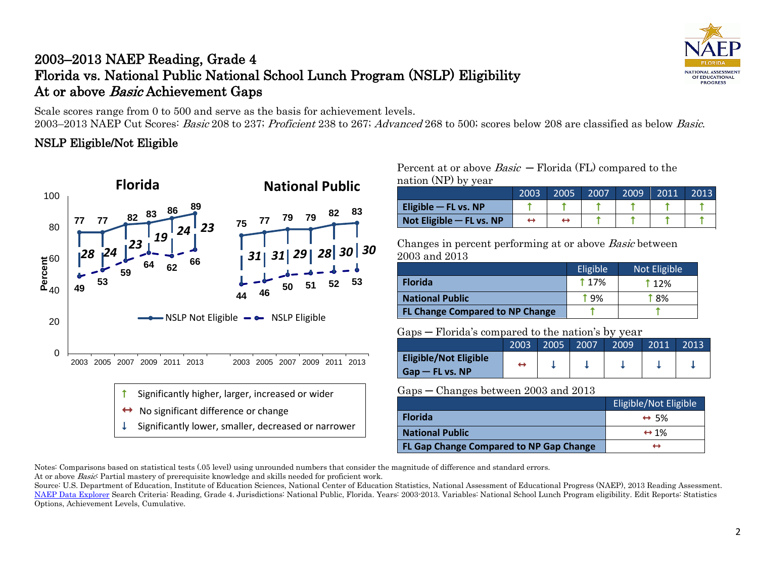# 2003–2013 NAEP Reading, Grade 4
# Florida vs. National Public National School Lunch Program (NSLP) Eligibility
# At or above *Basic* Achievement Gaps

Scale scores range from 0 to 500 and serve as the basis for achievement levels.
2003–2013 NAEP Cut Scores: *Basic* 208 to 237; *Proficient* 238 to 267; *Advanced* 268 to 500; scores below 208 are classified as below *Basic*.

## NSLP Eligible/Not Eligible

Florida

National Public

Percent

100
80
60
40
20
0

2003 2005 2007 2009 2011 2013

Florida: 77 77 82 83 86 89
28 24 23 19 24 23
49 53 59 64 62 66

National Public: 75 77 79 79 82 83
31 31 29 28 30 30
44 46 50 51 52 53

NSLP Not Eligible — NSLP Eligible

↑ Significantly higher, larger, increased or wider
↔ No significant difference or change
↓ Significantly lower, smaller, decreased or narrower

Percent at or above *Basic* — Florida (FL) compared to the nation (NP) by year

| | 2003 | 2005 | 2007 | 2009 | 2011 | 2013 |
|---|---|---|---|---|---|---|
| **Eligible — FL vs. NP** | ↑ | ↑ | ↑ | ↑ | ↑ | ↑ |
| **Not Eligible — FL vs. NP** | ↔ | ↔ | ↑ | ↑ | ↑ | ↑ |

Changes in percent performing at or above *Basic* between 2003 and 2013

| | Eligible | Not Eligible |
|---|---|---|
| **Florida** | ↑ 17% | ↑ 12% |
| **National Public** | ↑ 9% | ↑ 8% |
| **FL Change Compared to NP Change** | ↑ | ↑ |

Gaps — Florida's compared to the nation's by year

| | 2003 | 2005 | 2007 | 2009 | 2011 | 2013 |
|---|---|---|---|---|---|---|
| **Eligible/Not Eligible Gap — FL vs. NP** | ↔ | ↓ | ↓ | ↓ | ↓ | ↓ |

Gaps — Changes between 2003 and 2013

| | Eligible/Not Eligible |
|---|---|
| **Florida** | ↔ 5% |
| **National Public** | ↔ 1% |
| **FL Gap Change Compared to NP Gap Change** | ↔ |

Notes: Comparisons based on statistical tests (.05 level) using unrounded numbers that consider the magnitude of difference and standard errors.
At or above *Basic*: Partial mastery of prerequisite knowledge and skills needed for proficient work.
Source: U.S. Department of Education, Institute of Education Sciences, National Center of Education Statistics, National Assessment of Educational Progress (NAEP), 2013 Reading Assessment. NAEP Data Explorer Search Criteria: Reading, Grade 4. Jurisdictions: National Public, Florida. Years: 2003-2013. Variables: National School Lunch Program eligibility. Edit Reports: Statistics Options, Achievement Levels, Cumulative.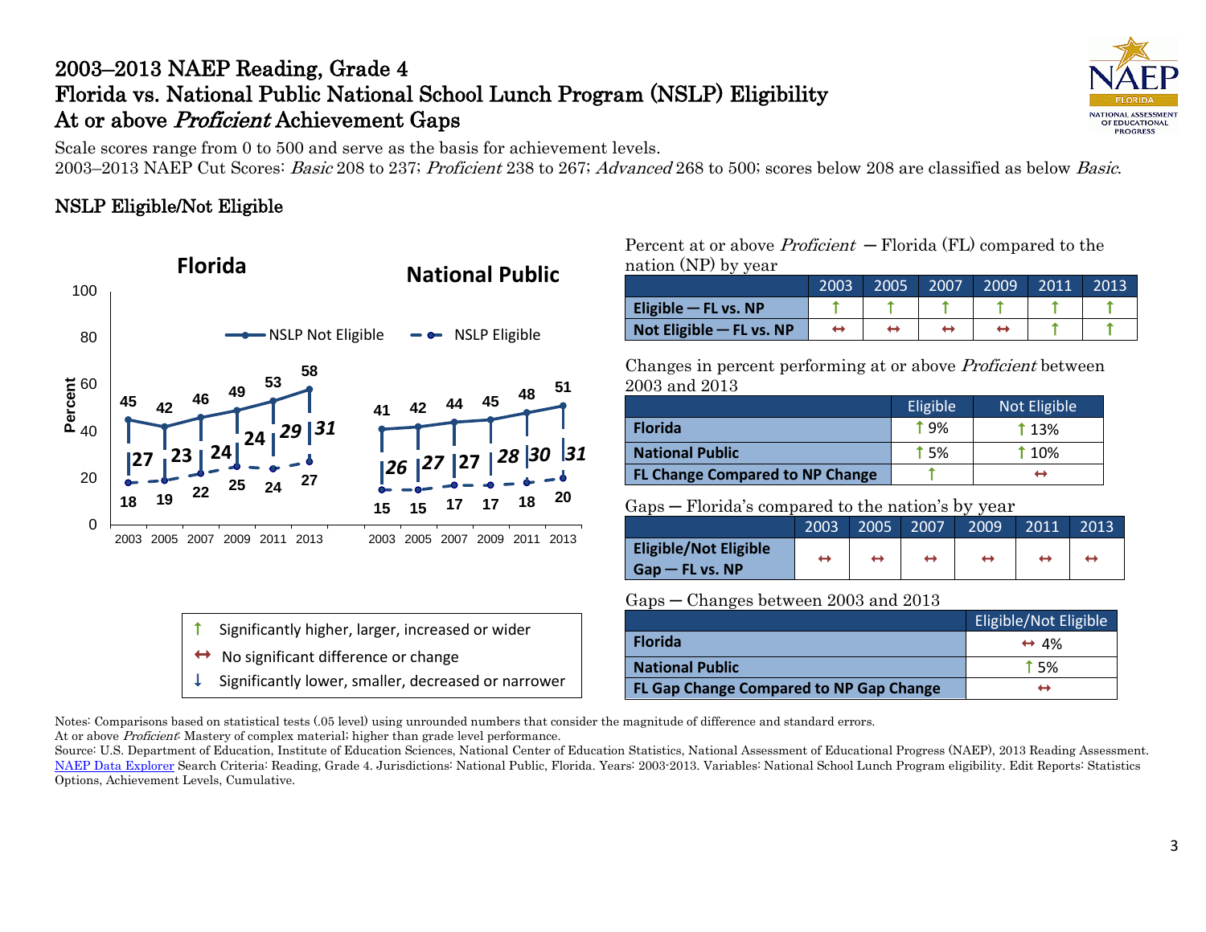# 2003–2013 NAEP Reading, Grade 4
# Florida vs. National Public National School Lunch Program (NSLP) Eligibility
# At or above *Proficient* Achievement Gaps

Scale scores range from 0 to 500 and serve as the basis for achievement levels.
2003–2013 NAEP Cut Scores: *Basic* 208 to 237; *Proficient* 238 to 267; *Advanced* 268 to 500; scores below 208 are classified as below *Basic*.

## NSLP Eligible/Not Eligible

Florida

National Public

NSLP Not Eligible

NSLP Eligible

Percent

100
80
60
40
20
0

Florida: 2003 2005 2007 2009 2011 2013

NSLP Not Eligible: 45 42 46 49 53 58

Gap: 27 23 24 24 29 31

NSLP Eligible: 18 19 22 25 24 27

National Public: 2003 2005 2007 2009 2011 2013

NSLP Not Eligible: 41 42 44 45 48 51

Gap: 26 27 27 28 30 31

NSLP Eligible: 15 15 17 17 18 20

↑ Significantly higher, larger, increased or wider

↔ No significant difference or change

↓ Significantly lower, smaller, decreased or narrower

Percent at or above *Proficient* — Florida (FL) compared to the nation (NP) by year

| | 2003 | 2005 | 2007 | 2009 | 2011 | 2013 |
|---|---|---|---|---|---|---|
| **Eligible — FL vs. NP** | ↑ | ↑ | ↑ | ↑ | ↑ | ↑ |
| **Not Eligible — FL vs. NP** | ↔ | ↔ | ↔ | ↔ | ↑ | ↑ |

Changes in percent performing at or above *Proficient* between 2003 and 2013

| | Eligible | Not Eligible |
|---|---|---|
| **Florida** | ↑ 9% | ↑ 13% |
| **National Public** | ↑ 5% | ↑ 10% |
| **FL Change Compared to NP Change** | ↑ | ↔ |

Gaps — Florida's compared to the nation's by year

| | 2003 | 2005 | 2007 | 2009 | 2011 | 2013 |
|---|---|---|---|---|---|---|
| **Eligible/Not Eligible Gap — FL vs. NP** | ↔ | ↔ | ↔ | ↔ | ↔ | ↔ |

Gaps — Changes between 2003 and 2013

| | Eligible/Not Eligible |
|---|---|
| **Florida** | ↔ 4% |
| **National Public** | ↑ 5% |
| **FL Gap Change Compared to NP Gap Change** | ↔ |

Notes: Comparisons based on statistical tests (.05 level) using unrounded numbers that consider the magnitude of difference and standard errors.
At or above *Proficient*: Mastery of complex material; higher than grade level performance.
Source: U.S. Department of Education, Institute of Education Sciences, National Center of Education Statistics, National Assessment of Educational Progress (NAEP), 2013 Reading Assessment. NAEP Data Explorer Search Criteria: Reading, Grade 4. Jurisdictions: National Public, Florida. Years: 2003-2013. Variables: National School Lunch Program eligibility. Edit Reports: Statistics Options, Achievement Levels, Cumulative.